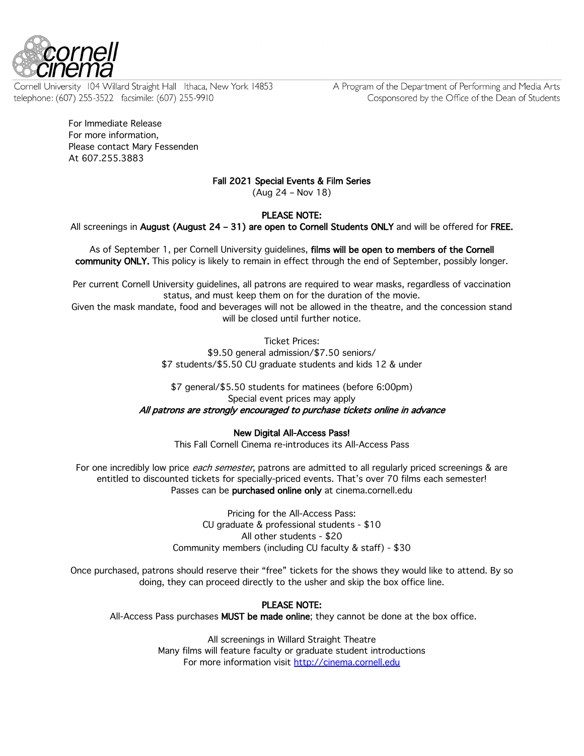cornell cinema

Cornell University 104 Willard Straight Hall Ithaca, New York 14853
telephone: (607) 255-3522 facsimile: (607) 255-9910

A Program of the Department of Performing and Media Arts
Cosponsored by the Office of the Dean of Students

For Immediate Release
For more information,
Please contact Mary Fessenden
At 607.255.3883

## Fall 2021 Special Events & Film Series

(Aug 24 – Nov 18)

**PLEASE NOTE:**

All screenings in **August (August 24 – 31) are open to Cornell Students ONLY** and will be offered for **FREE.**

As of September 1, per Cornell University guidelines, **films will be open to members of the Cornell community ONLY.** This policy is likely to remain in effect through the end of September, possibly longer.

Per current Cornell University guidelines, all patrons are required to wear masks, regardless of vaccination status, and must keep them on for the duration of the movie.
Given the mask mandate, food and beverages will not be allowed in the theatre, and the concession stand will be closed until further notice.

Ticket Prices:
$9.50 general admission/$7.50 seniors/
$7 students/$5.50 CU graduate students and kids 12 & under

$7 general/$5.50 students for matinees (before 6:00pm)
Special event prices may apply
*All patrons are strongly encouraged to purchase tickets online in advance*

**New Digital All-Access Pass!**

This Fall Cornell Cinema re-introduces its All-Access Pass

For one incredibly low price *each semester*, patrons are admitted to all regularly priced screenings & are entitled to discounted tickets for specially-priced events. That's over 70 films each semester!
Passes can be **purchased online only** at cinema.cornell.edu

Pricing for the All-Access Pass:
CU graduate & professional students - $10
All other students - $20
Community members (including CU faculty & staff) - $30

Once purchased, patrons should reserve their "free" tickets for the shows they would like to attend. By so doing, they can proceed directly to the usher and skip the box office line.

**PLEASE NOTE:**

All-Access Pass purchases **MUST be made online**; they cannot be done at the box office.

All screenings in Willard Straight Theatre
Many films will feature faculty or graduate student introductions
For more information visit http://cinema.cornell.edu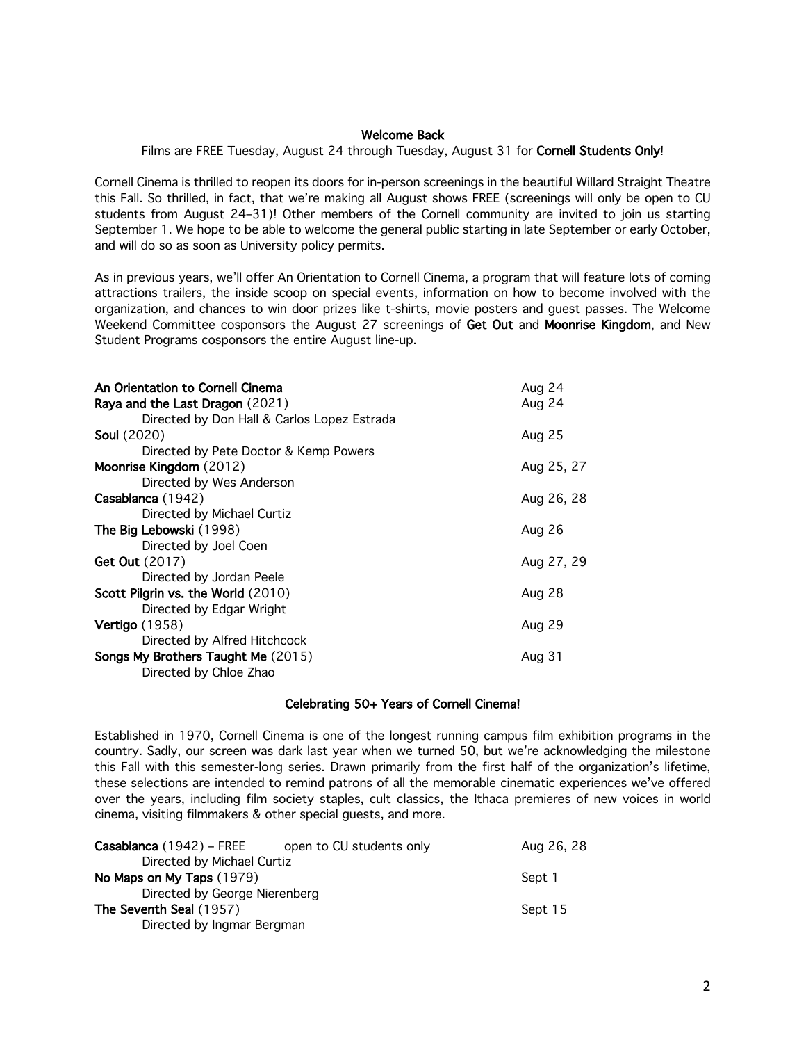## Welcome Back

Films are FREE Tuesday, August 24 through Tuesday, August 31 for **Cornell Students Only**!

Cornell Cinema is thrilled to reopen its doors for in-person screenings in the beautiful Willard Straight Theatre this Fall. So thrilled, in fact, that we're making all August shows FREE (screenings will only be open to CU students from August 24–31)! Other members of the Cornell community are invited to join us starting September 1. We hope to be able to welcome the general public starting in late September or early October, and will do so as soon as University policy permits.

As in previous years, we'll offer An Orientation to Cornell Cinema, a program that will feature lots of coming attractions trailers, the inside scoop on special events, information on how to become involved with the organization, and chances to win door prizes like t-shirts, movie posters and guest passes. The Welcome Weekend Committee cosponsors the August 27 screenings of **Get Out** and **Moonrise Kingdom**, and New Student Programs cosponsors the entire August line-up.

| Film | Date |
|---|---|
| **An Orientation to Cornell Cinema** | Aug 24 |
| **Raya and the Last Dragon** (2021)<br>Directed by Don Hall & Carlos Lopez Estrada | Aug 24 |
| **Soul** (2020)<br>Directed by Pete Doctor & Kemp Powers | Aug 25 |
| **Moonrise Kingdom** (2012)<br>Directed by Wes Anderson | Aug 25, 27 |
| **Casablanca** (1942)<br>Directed by Michael Curtiz | Aug 26, 28 |
| **The Big Lebowski** (1998)<br>Directed by Joel Coen | Aug 26 |
| **Get Out** (2017)<br>Directed by Jordan Peele | Aug 27, 29 |
| **Scott Pilgrin vs. the World** (2010)<br>Directed by Edgar Wright | Aug 28 |
| **Vertigo** (1958)<br>Directed by Alfred Hitchcock | Aug 29 |
| **Songs My Brothers Taught Me** (2015)<br>Directed by Chloe Zhao | Aug 31 |

## Celebrating 50+ Years of Cornell Cinema!

Established in 1970, Cornell Cinema is one of the longest running campus film exhibition programs in the country. Sadly, our screen was dark last year when we turned 50, but we're acknowledging the milestone this Fall with this semester-long series. Drawn primarily from the first half of the organization's lifetime, these selections are intended to remind patrons of all the memorable cinematic experiences we've offered over the years, including film society staples, cult classics, the Ithaca premieres of new voices in world cinema, visiting filmmakers & other special guests, and more.

| Film | Note | Date |
|---|---|---|
| **Casablanca** (1942) – FREE<br>Directed by Michael Curtiz | open to CU students only | Aug 26, 28 |
| **No Maps on My Taps** (1979)<br>Directed by George Nierenberg | | Sept 1 |
| **The Seventh Seal** (1957)<br>Directed by Ingmar Bergman | | Sept 15 |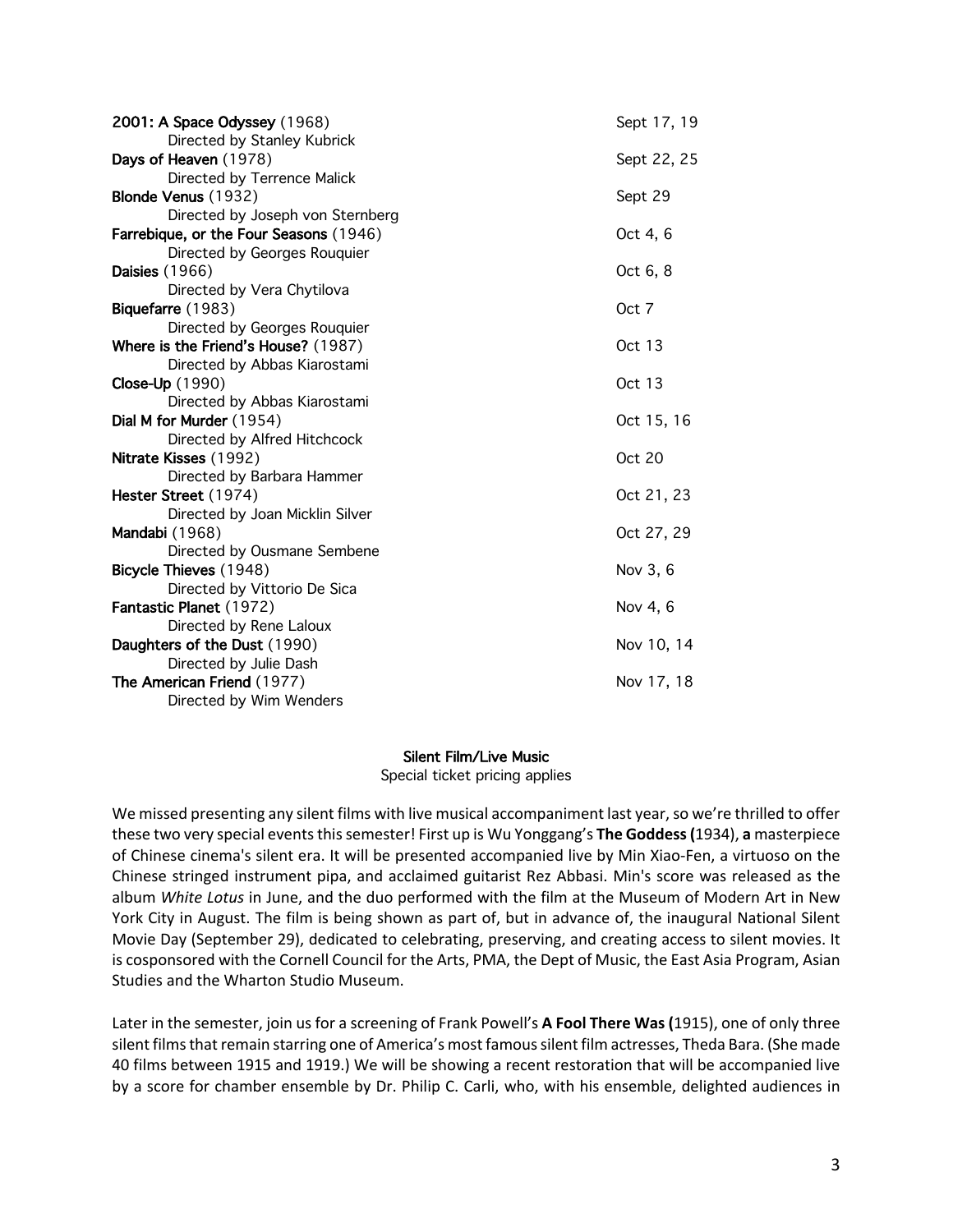**2001: A Space Odyssey** (1968) — Sept 17, 19
Directed by Stanley Kubrick

**Days of Heaven** (1978) — Sept 22, 25
Directed by Terrence Malick

**Blonde Venus** (1932) — Sept 29
Directed by Joseph von Sternberg

**Farrebique, or the Four Seasons** (1946) — Oct 4, 6
Directed by Georges Rouquier

**Daisies** (1966) — Oct 6, 8
Directed by Vera Chytilova

**Biquefarre** (1983) — Oct 7
Directed by Georges Rouquier

**Where is the Friend's House?** (1987) — Oct 13
Directed by Abbas Kiarostami

**Close-Up** (1990) — Oct 13
Directed by Abbas Kiarostami

**Dial M for Murder** (1954) — Oct 15, 16
Directed by Alfred Hitchcock

**Nitrate Kisses** (1992) — Oct 20
Directed by Barbara Hammer

**Hester Street** (1974) — Oct 21, 23
Directed by Joan Micklin Silver

**Mandabi** (1968) — Oct 27, 29
Directed by Ousmane Sembene

**Bicycle Thieves** (1948) — Nov 3, 6
Directed by Vittorio De Sica

**Fantastic Planet** (1972) — Nov 4, 6
Directed by Rene Laloux

**Daughters of the Dust** (1990) — Nov 10, 14
Directed by Julie Dash

**The American Friend** (1977) — Nov 17, 18
Directed by Wim Wenders

## Silent Film/Live Music

Special ticket pricing applies

We missed presenting any silent films with live musical accompaniment last year, so we're thrilled to offer these two very special events this semester! First up is Wu Yonggang's **The Goddess (**1934), **a** masterpiece of Chinese cinema's silent era. It will be presented accompanied live by Min Xiao-Fen, a virtuoso on the Chinese stringed instrument pipa, and acclaimed guitarist Rez Abbasi. Min's score was released as the album *White Lotus* in June, and the duo performed with the film at the Museum of Modern Art in New York City in August. The film is being shown as part of, but in advance of, the inaugural National Silent Movie Day (September 29), dedicated to celebrating, preserving, and creating access to silent movies. It is cosponsored with the Cornell Council for the Arts, PMA, the Dept of Music, the East Asia Program, Asian Studies and the Wharton Studio Museum.

Later in the semester, join us for a screening of Frank Powell's **A Fool There Was (**1915), one of only three silent films that remain starring one of America's most famous silent film actresses, Theda Bara. (She made 40 films between 1915 and 1919.) We will be showing a recent restoration that will be accompanied live by a score for chamber ensemble by Dr. Philip C. Carli, who, with his ensemble, delighted audiences in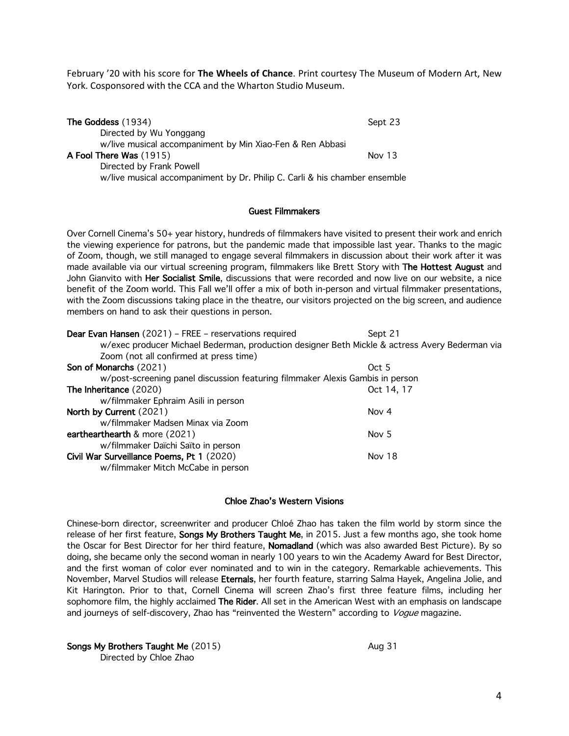February ’20 with his score for **The Wheels of Chance**. Print courtesy The Museum of Modern Art, New York. Cosponsored with the CCA and the Wharton Studio Museum.

**The Goddess** (1934) — Sept 23
Directed by Wu Yonggang
w/live musical accompaniment by Min Xiao-Fen & Ren Abbasi

**A Fool There Was** (1915) — Nov 13
Directed by Frank Powell
w/live musical accompaniment by Dr. Philip C. Carli & his chamber ensemble

## Guest Filmmakers

Over Cornell Cinema’s 50+ year history, hundreds of filmmakers have visited to present their work and enrich the viewing experience for patrons, but the pandemic made that impossible last year. Thanks to the magic of Zoom, though, we still managed to engage several filmmakers in discussion about their work after it was made available via our virtual screening program, filmmakers like Brett Story with **The Hottest August** and John Gianvito with **Her Socialist Smile**, discussions that were recorded and now live on our website, a nice benefit of the Zoom world. This Fall we’ll offer a mix of both in-person and virtual filmmaker presentations, with the Zoom discussions taking place in the theatre, our visitors projected on the big screen, and audience members on hand to ask their questions in person.

**Dear Evan Hansen** (2021) – FREE – reservations required — Sept 21
w/exec producer Michael Bederman, production designer Beth Mickle & actress Avery Bederman via Zoom (not all confirmed at press time)

**Son of Monarchs** (2021) — Oct 5
w/post-screening panel discussion featuring filmmaker Alexis Gambis in person

**The Inheritance** (2020) — Oct 14, 17
w/filmmaker Ephraim Asili in person

**North by Current** (2021) — Nov 4
w/filmmaker Madsen Minax via Zoom

**earthearthearth** & more (2021) — Nov 5
w/filmmaker Daïchi Saïto in person

**Civil War Surveillance Poems, Pt 1** (2020) — Nov 18
w/filmmaker Mitch McCabe in person

## Chloe Zhao’s Western Visions

Chinese-born director, screenwriter and producer Chloé Zhao has taken the film world by storm since the release of her first feature, **Songs My Brothers Taught Me**, in 2015. Just a few months ago, she took home the Oscar for Best Director for her third feature, **Nomadland** (which was also awarded Best Picture). By so doing, she became only the second woman in nearly 100 years to win the Academy Award for Best Director, and the first woman of color ever nominated and to win in the category. Remarkable achievements. This November, Marvel Studios will release **Eternals**, her fourth feature, starring Salma Hayek, Angelina Jolie, and Kit Harington. Prior to that, Cornell Cinema will screen Zhao’s first three feature films, including her sophomore film, the highly acclaimed **The Rider**. All set in the American West with an emphasis on landscape and journeys of self-discovery, Zhao has “reinvented the Western” according to *Vogue* magazine.

**Songs My Brothers Taught Me** (2015) — Aug 31
Directed by Chloe Zhao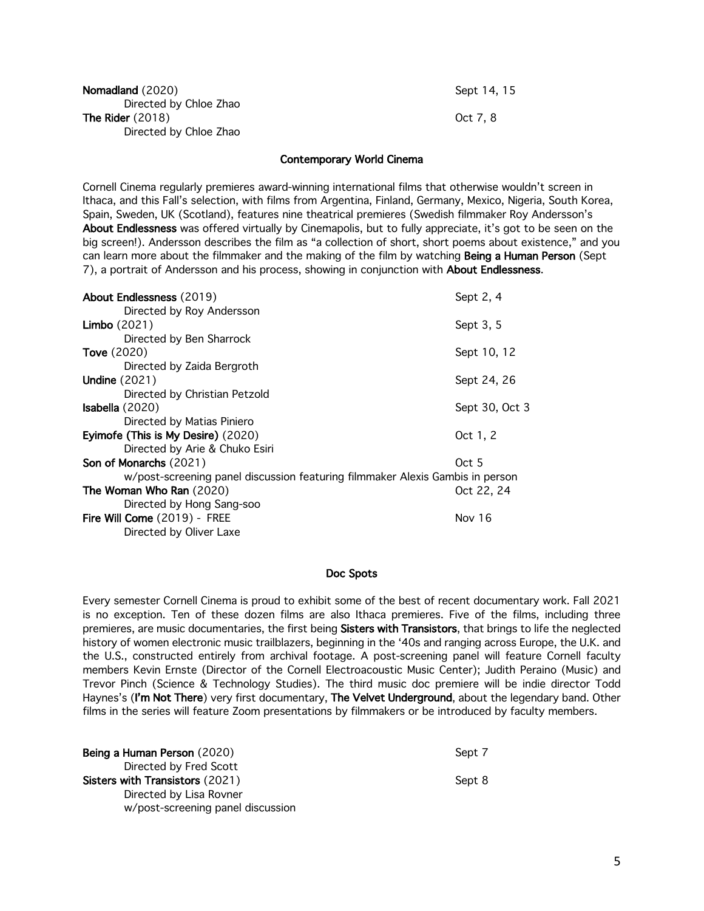**Nomadland** (2020) Sept 14, 15
Directed by Chloe Zhao

**The Rider** (2018) Oct 7, 8
Directed by Chloe Zhao

## Contemporary World Cinema

Cornell Cinema regularly premieres award-winning international films that otherwise wouldn't screen in Ithaca, and this Fall's selection, with films from Argentina, Finland, Germany, Mexico, Nigeria, South Korea, Spain, Sweden, UK (Scotland), features nine theatrical premieres (Swedish filmmaker Roy Andersson's **About Endlessness** was offered virtually by Cinemapolis, but to fully appreciate, it's got to be seen on the big screen!). Andersson describes the film as "a collection of short, short poems about existence," and you can learn more about the filmmaker and the making of the film by watching **Being a Human Person** (Sept 7), a portrait of Andersson and his process, showing in conjunction with **About Endlessness**.

**About Endlessness** (2019) Sept 2, 4
Directed by Roy Andersson

**Limbo** (2021) Sept 3, 5
Directed by Ben Sharrock

**Tove** (2020) Sept 10, 12
Directed by Zaida Bergroth

**Undine** (2021) Sept 24, 26
Directed by Christian Petzold

**Isabella** (2020) Sept 30, Oct 3
Directed by Matias Piniero

**Eyimofe (This is My Desire)** (2020) Oct 1, 2
Directed by Arie & Chuko Esiri

**Son of Monarchs** (2021) Oct 5
w/post-screening panel discussion featuring filmmaker Alexis Gambis in person

**The Woman Who Ran** (2020) Oct 22, 24
Directed by Hong Sang-soo

**Fire Will Come** (2019) - FREE Nov 16
Directed by Oliver Laxe

## Doc Spots

Every semester Cornell Cinema is proud to exhibit some of the best of recent documentary work. Fall 2021 is no exception. Ten of these dozen films are also Ithaca premieres. Five of the films, including three premieres, are music documentaries, the first being **Sisters with Transistors**, that brings to life the neglected history of women electronic music trailblazers, beginning in the '40s and ranging across Europe, the U.K. and the U.S., constructed entirely from archival footage. A post-screening panel will feature Cornell faculty members Kevin Ernste (Director of the Cornell Electroacoustic Music Center); Judith Peraino (Music) and Trevor Pinch (Science & Technology Studies). The third music doc premiere will be indie director Todd Haynes's (**I'm Not There**) very first documentary, **The Velvet Underground**, about the legendary band. Other films in the series will feature Zoom presentations by filmmakers or be introduced by faculty members.

**Being a Human Person** (2020) Sept 7
Directed by Fred Scott

**Sisters with Transistors** (2021) Sept 8
Directed by Lisa Rovner
w/post-screening panel discussion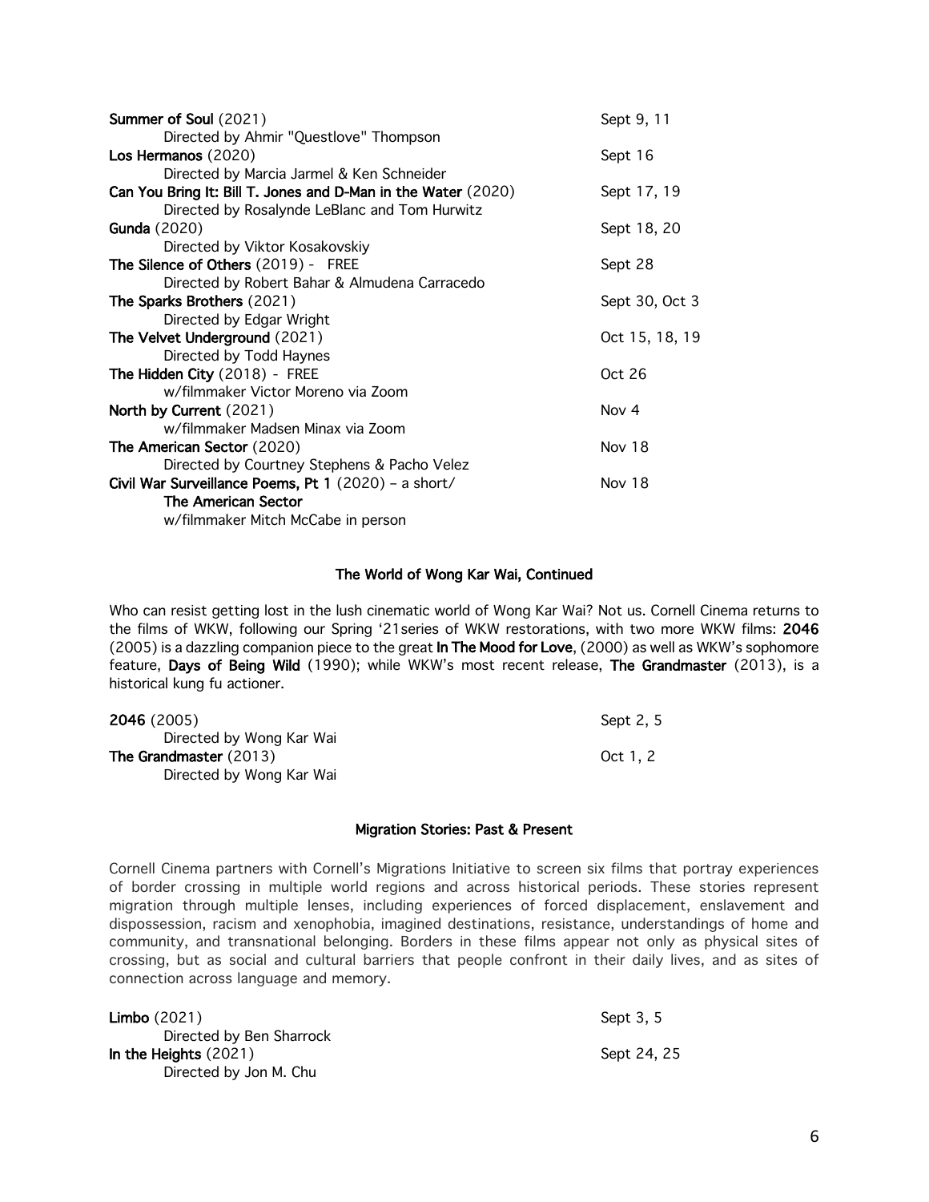**Summer of Soul** (2021) — Sept 9, 11
Directed by Ahmir "Questlove" Thompson

**Los Hermanos** (2020) — Sept 16
Directed by Marcia Jarmel & Ken Schneider

**Can You Bring It: Bill T. Jones and D-Man in the Water** (2020) — Sept 17, 19
Directed by Rosalynde LeBlanc and Tom Hurwitz

**Gunda** (2020) — Sept 18, 20
Directed by Viktor Kosakovskiy

**The Silence of Others** (2019) - FREE — Sept 28
Directed by Robert Bahar & Almudena Carracedo

**The Sparks Brothers** (2021) — Sept 30, Oct 3
Directed by Edgar Wright

**The Velvet Underground** (2021) — Oct 15, 18, 19
Directed by Todd Haynes

**The Hidden City** (2018) - FREE — Oct 26
w/filmmaker Victor Moreno via Zoom

**North by Current** (2021) — Nov 4
w/filmmaker Madsen Minax via Zoom

**The American Sector** (2020) — Nov 18
Directed by Courtney Stephens & Pacho Velez

**Civil War Surveillance Poems, Pt 1** (2020) – a short/ **The American Sector** — Nov 18
w/filmmaker Mitch McCabe in person

## The World of Wong Kar Wai, Continued

Who can resist getting lost in the lush cinematic world of Wong Kar Wai? Not us. Cornell Cinema returns to the films of WKW, following our Spring '21series of WKW restorations, with two more WKW films: **2046** (2005) is a dazzling companion piece to the great **In The Mood for Love**, (2000) as well as WKW's sophomore feature, **Days of Being Wild** (1990); while WKW's most recent release, **The Grandmaster** (2013), is a historical kung fu actioner.

**2046** (2005) — Sept 2, 5
Directed by Wong Kar Wai

**The Grandmaster** (2013) — Oct 1, 2
Directed by Wong Kar Wai

## Migration Stories: Past & Present

Cornell Cinema partners with Cornell's Migrations Initiative to screen six films that portray experiences of border crossing in multiple world regions and across historical periods. These stories represent migration through multiple lenses, including experiences of forced displacement, enslavement and dispossession, racism and xenophobia, imagined destinations, resistance, understandings of home and community, and transnational belonging. Borders in these films appear not only as physical sites of crossing, but as social and cultural barriers that people confront in their daily lives, and as sites of connection across language and memory.

**Limbo** (2021) — Sept 3, 5
Directed by Ben Sharrock

**In the Heights** (2021) — Sept 24, 25
Directed by Jon M. Chu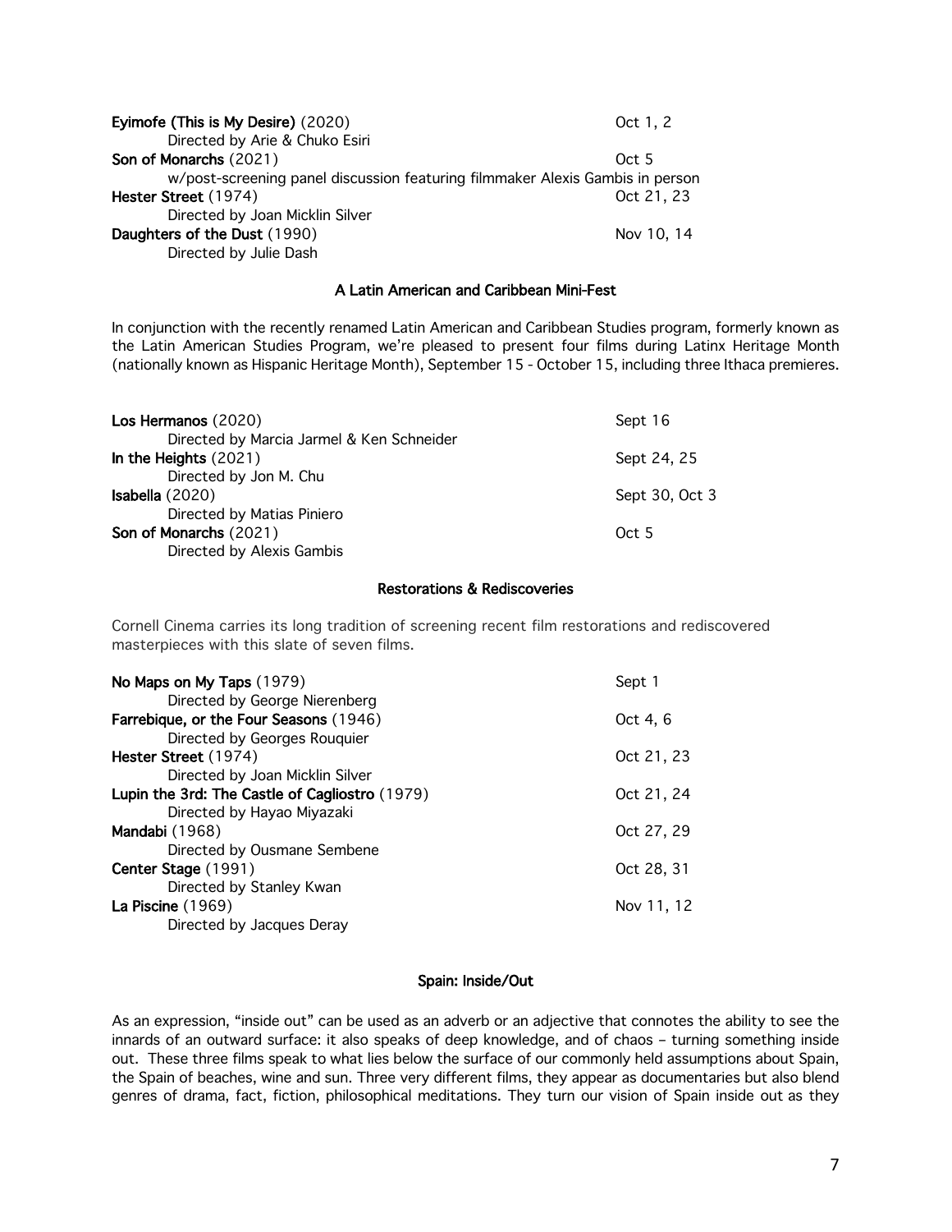**Eyimofe (This is My Desire)** (2020) — Oct 1, 2
Directed by Arie & Chuko Esiri

**Son of Monarchs** (2021) — Oct 5
w/post-screening panel discussion featuring filmmaker Alexis Gambis in person

**Hester Street** (1974) — Oct 21, 23
Directed by Joan Micklin Silver

**Daughters of the Dust** (1990) — Nov 10, 14
Directed by Julie Dash

### A Latin American and Caribbean Mini-Fest

In conjunction with the recently renamed Latin American and Caribbean Studies program, formerly known as the Latin American Studies Program, we're pleased to present four films during Latinx Heritage Month (nationally known as Hispanic Heritage Month), September 15 - October 15, including three Ithaca premieres.

**Los Hermanos** (2020) — Sept 16
Directed by Marcia Jarmel & Ken Schneider

**In the Heights** (2021) — Sept 24, 25
Directed by Jon M. Chu

**Isabella** (2020) — Sept 30, Oct 3
Directed by Matias Piniero

**Son of Monarchs** (2021) — Oct 5
Directed by Alexis Gambis

### Restorations & Rediscoveries

Cornell Cinema carries its long tradition of screening recent film restorations and rediscovered masterpieces with this slate of seven films.

**No Maps on My Taps** (1979) — Sept 1
Directed by George Nierenberg

**Farrebique, or the Four Seasons** (1946) — Oct 4, 6
Directed by Georges Rouquier

**Hester Street** (1974) — Oct 21, 23
Directed by Joan Micklin Silver

**Lupin the 3rd: The Castle of Cagliostro** (1979) — Oct 21, 24
Directed by Hayao Miyazaki

**Mandabi** (1968) — Oct 27, 29
Directed by Ousmane Sembene

**Center Stage** (1991) — Oct 28, 31
Directed by Stanley Kwan

**La Piscine** (1969) — Nov 11, 12
Directed by Jacques Deray

### Spain: Inside/Out

As an expression, "inside out" can be used as an adverb or an adjective that connotes the ability to see the innards of an outward surface: it also speaks of deep knowledge, and of chaos – turning something inside out. These three films speak to what lies below the surface of our commonly held assumptions about Spain, the Spain of beaches, wine and sun. Three very different films, they appear as documentaries but also blend genres of drama, fact, fiction, philosophical meditations. They turn our vision of Spain inside out as they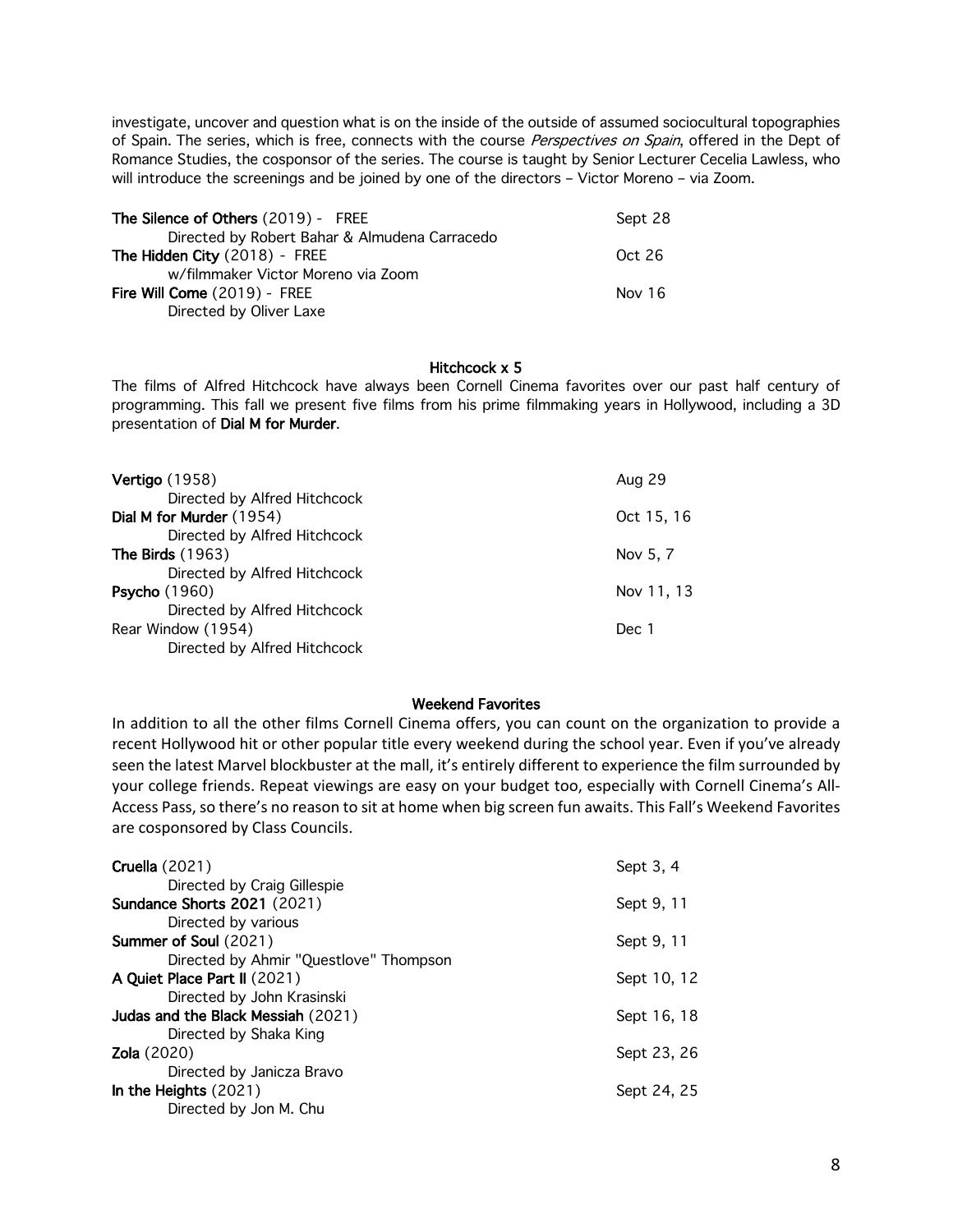investigate, uncover and question what is on the inside of the outside of assumed sociocultural topographies of Spain. The series, which is free, connects with the course *Perspectives on Spain*, offered in the Dept of Romance Studies, the cosponsor of the series. The course is taught by Senior Lecturer Cecelia Lawless, who will introduce the screenings and be joined by one of the directors – Victor Moreno – via Zoom.

**The Silence of Others** (2019) - FREE — Sept 28
Directed by Robert Bahar & Almudena Carracedo

**The Hidden City** (2018) - FREE — Oct 26
w/filmmaker Victor Moreno via Zoom

**Fire Will Come** (2019) - FREE — Nov 16
Directed by Oliver Laxe

## Hitchcock x 5

The films of Alfred Hitchcock have always been Cornell Cinema favorites over our past half century of programming. This fall we present five films from his prime filmmaking years in Hollywood, including a 3D presentation of **Dial M for Murder**.

**Vertigo** (1958) — Aug 29
Directed by Alfred Hitchcock

**Dial M for Murder** (1954) — Oct 15, 16
Directed by Alfred Hitchcock

**The Birds** (1963) — Nov 5, 7
Directed by Alfred Hitchcock

**Psycho** (1960) — Nov 11, 13
Directed by Alfred Hitchcock

Rear Window (1954) — Dec 1
Directed by Alfred Hitchcock

## Weekend Favorites

In addition to all the other films Cornell Cinema offers, you can count on the organization to provide a recent Hollywood hit or other popular title every weekend during the school year. Even if you've already seen the latest Marvel blockbuster at the mall, it's entirely different to experience the film surrounded by your college friends. Repeat viewings are easy on your budget too, especially with Cornell Cinema's All-Access Pass, so there's no reason to sit at home when big screen fun awaits. This Fall's Weekend Favorites are cosponsored by Class Councils.

**Cruella** (2021) — Sept 3, 4
Directed by Craig Gillespie

**Sundance Shorts 2021** (2021) — Sept 9, 11
Directed by various

**Summer of Soul** (2021) — Sept 9, 11
Directed by Ahmir "Questlove" Thompson

**A Quiet Place Part II** (2021) — Sept 10, 12
Directed by John Krasinski

**Judas and the Black Messiah** (2021) — Sept 16, 18
Directed by Shaka King

**Zola** (2020) — Sept 23, 26
Directed by Janicza Bravo

**In the Heights** (2021) — Sept 24, 25
Directed by Jon M. Chu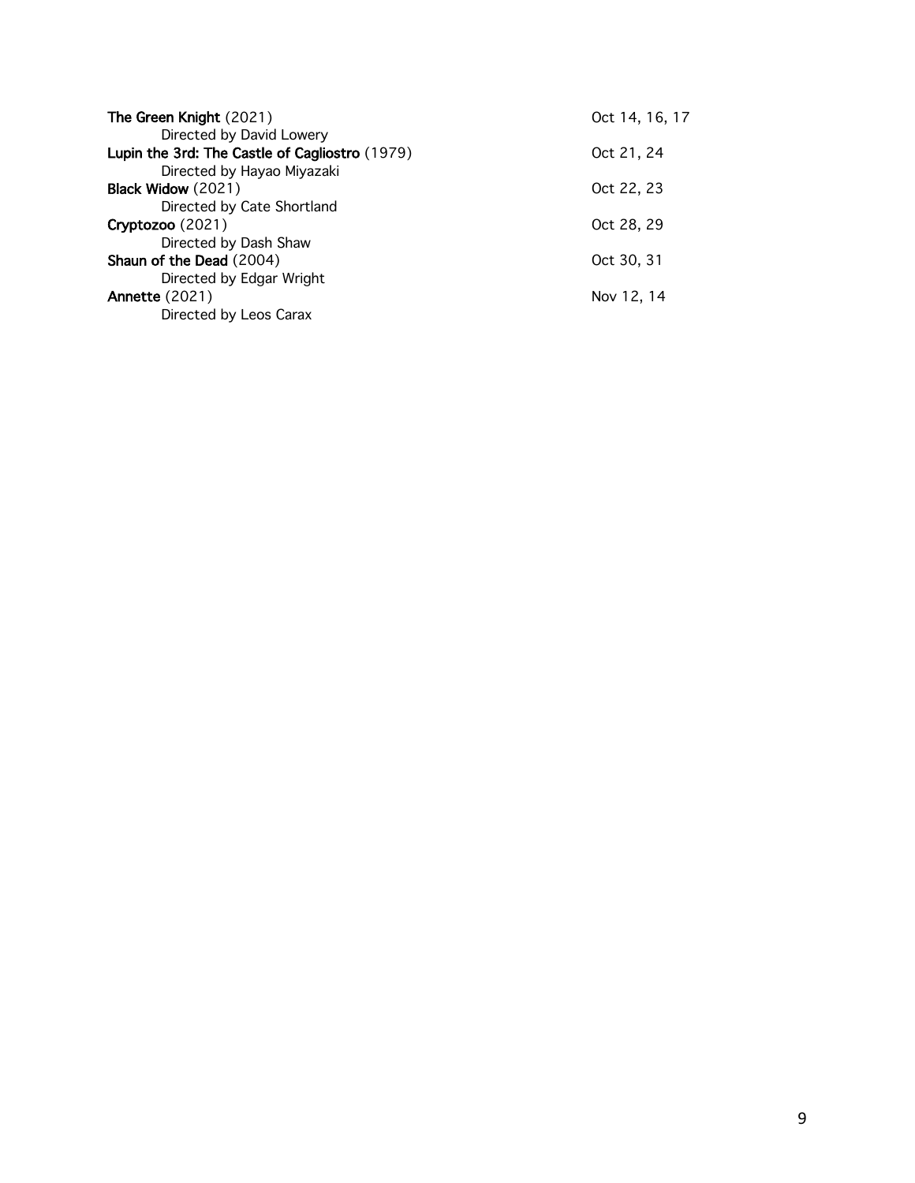**The Green Knight** (2021) Oct 14, 16, 17
Directed by David Lowery

**Lupin the 3rd: The Castle of Cagliostro** (1979) Oct 21, 24
Directed by Hayao Miyazaki

**Black Widow** (2021) Oct 22, 23
Directed by Cate Shortland

**Cryptozoo** (2021) Oct 28, 29
Directed by Dash Shaw

**Shaun of the Dead** (2004) Oct 30, 31
Directed by Edgar Wright

**Annette** (2021) Nov 12, 14
Directed by Leos Carax